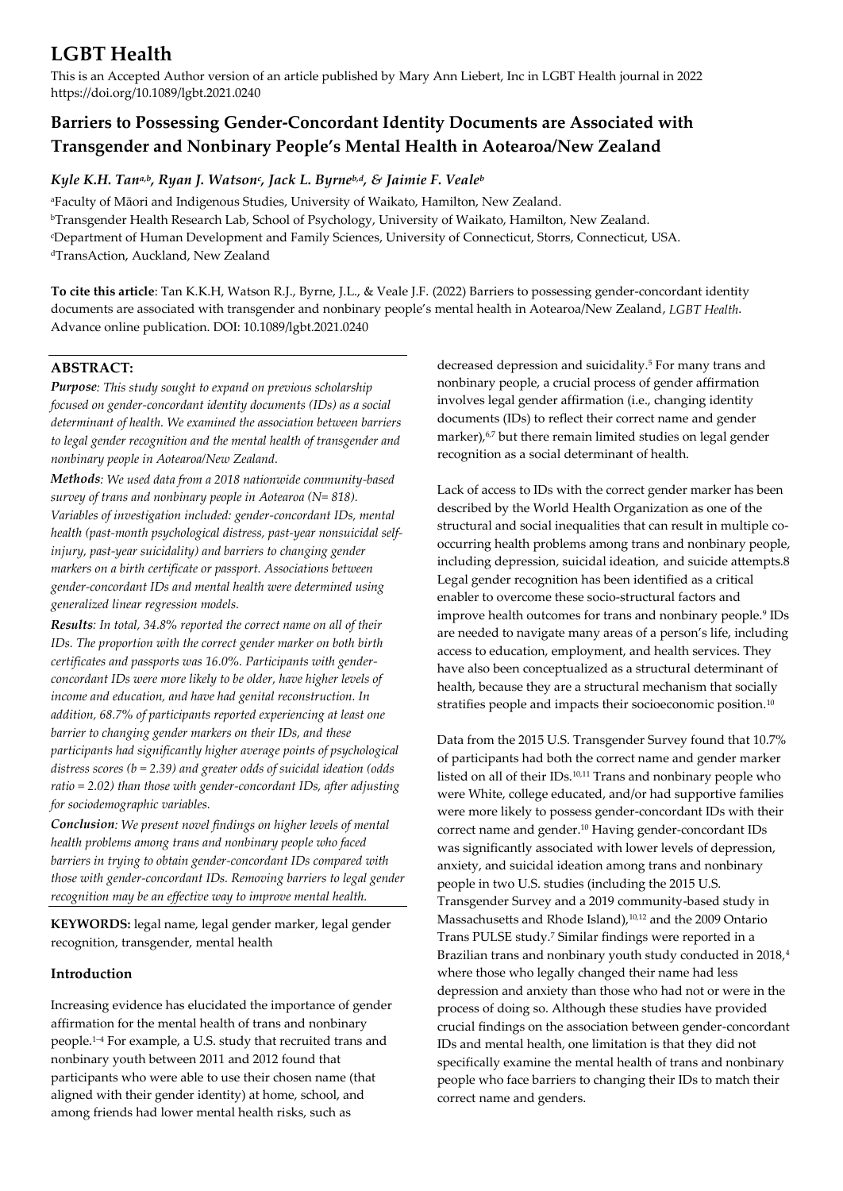# LGBT Health

This is an Accepted Author version of an article published by Mary Ann Liebert, Inc in LGBT Health journal in 2022 https://doi.org/10.1089/lgbt.2021.0240

## Barriers to Possessing Gender-Concordant Identity Documents are Associated with Transgender and Nonbinary People's Mental Health in Aotearoa/New Zealand

### *Kyle K.H. Tan[a,b], Ryan J. Watson[c], Jack L. Byrne[b,d], & Jaimie F. Veale[b]*

[a]Faculty of Māori and Indigenous Studies, University of Waikato, Hamilton, New Zealand.
[b]Transgender Health Research Lab, School of Psychology, University of Waikato, Hamilton, New Zealand.
[c]Department of Human Development and Family Sciences, University of Connecticut, Storrs, Connecticut, USA.
[d]TransAction, Auckland, New Zealand

**To cite this article**: Tan K.K.H, Watson R.J., Byrne, J.L., & Veale J.F. (2022) Barriers to possessing gender-concordant identity documents are associated with transgender and nonbinary people's mental health in Aotearoa/New Zealand, *LGBT Health*. Advance online publication. DOI: 10.1089/lgbt.2021.0240

**ABSTRACT:**

***Purpose****: This study sought to expand on previous scholarship focused on gender-concordant identity documents (IDs) as a social determinant of health. We examined the association between barriers to legal gender recognition and the mental health of transgender and nonbinary people in Aotearoa/New Zealand.*

***Methods****: We used data from a 2018 nationwide community-based survey of trans and nonbinary people in Aotearoa (N= 818). Variables of investigation included: gender-concordant IDs, mental health (past-month psychological distress, past-year nonsuicidal self-injury, past-year suicidality) and barriers to changing gender markers on a birth certificate or passport. Associations between gender-concordant IDs and mental health were determined using generalized linear regression models.*

***Results****: In total, 34.8% reported the correct name on all of their IDs. The proportion with the correct gender marker on both birth certificates and passports was 16.0%. Participants with gender-concordant IDs were more likely to be older, have higher levels of income and education, and have had genital reconstruction. In addition, 68.7% of participants reported experiencing at least one barrier to changing gender markers on their IDs, and these participants had significantly higher average points of psychological distress scores (b = 2.39) and greater odds of suicidal ideation (odds ratio = 2.02) than those with gender-concordant IDs, after adjusting for sociodemographic variables.*

***Conclusion****: We present novel findings on higher levels of mental health problems among trans and nonbinary people who faced barriers in trying to obtain gender-concordant IDs compared with those with gender-concordant IDs. Removing barriers to legal gender recognition may be an effective way to improve mental health.*

**KEYWORDS:** legal name, legal gender marker, legal gender recognition, transgender, mental health

## Introduction

Increasing evidence has elucidated the importance of gender affirmation for the mental health of trans and nonbinary people.[1–4] For example, a U.S. study that recruited trans and nonbinary youth between 2011 and 2012 found that participants who were able to use their chosen name (that aligned with their gender identity) at home, school, and among friends had lower mental health risks, such as decreased depression and suicidality.[5] For many trans and nonbinary people, a crucial process of gender affirmation involves legal gender affirmation (i.e., changing identity documents (IDs) to reflect their correct name and gender marker),[6,7] but there remain limited studies on legal gender recognition as a social determinant of health.

Lack of access to IDs with the correct gender marker has been described by the World Health Organization as one of the structural and social inequalities that can result in multiple co-occurring health problems among trans and nonbinary people, including depression, suicidal ideation, and suicide attempts.8 Legal gender recognition has been identified as a critical enabler to overcome these socio-structural factors and improve health outcomes for trans and nonbinary people.[9] IDs are needed to navigate many areas of a person's life, including access to education, employment, and health services. They have also been conceptualized as a structural determinant of health, because they are a structural mechanism that socially stratifies people and impacts their socioeconomic position.[10]

Data from the 2015 U.S. Transgender Survey found that 10.7% of participants had both the correct name and gender marker listed on all of their IDs.[10,11] Trans and nonbinary people who were White, college educated, and/or had supportive families were more likely to possess gender-concordant IDs with their correct name and gender.[10] Having gender-concordant IDs was significantly associated with lower levels of depression, anxiety, and suicidal ideation among trans and nonbinary people in two U.S. studies (including the 2015 U.S. Transgender Survey and a 2019 community-based study in Massachusetts and Rhode Island),[10,12] and the 2009 Ontario Trans PULSE study.[7] Similar findings were reported in a Brazilian trans and nonbinary youth study conducted in 2018,[4] where those who legally changed their name had less depression and anxiety than those who had not or were in the process of doing so. Although these studies have provided crucial findings on the association between gender-concordant IDs and mental health, one limitation is that they did not specifically examine the mental health of trans and nonbinary people who face barriers to changing their IDs to match their correct name and genders.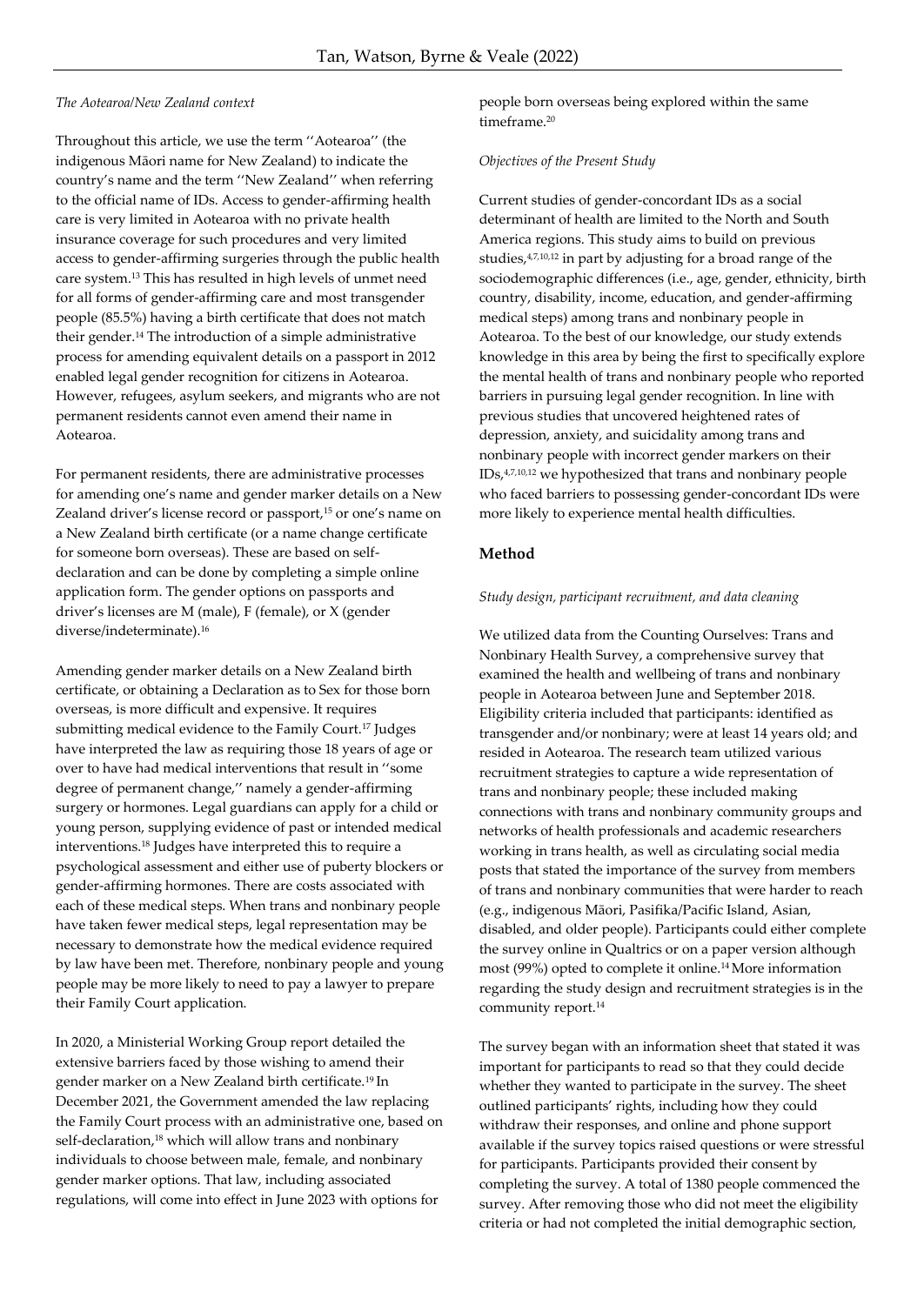*The Aotearoa/New Zealand context*

Throughout this article, we use the term ''Aotearoa'' (the indigenous Māori name for New Zealand) to indicate the country's name and the term ''New Zealand'' when referring to the official name of IDs. Access to gender-affirming health care is very limited in Aotearoa with no private health insurance coverage for such procedures and very limited access to gender-affirming surgeries through the public health care system.[13] This has resulted in high levels of unmet need for all forms of gender-affirming care and most transgender people (85.5%) having a birth certificate that does not match their gender.[14] The introduction of a simple administrative process for amending equivalent details on a passport in 2012 enabled legal gender recognition for citizens in Aotearoa. However, refugees, asylum seekers, and migrants who are not permanent residents cannot even amend their name in Aotearoa.

For permanent residents, there are administrative processes for amending one's name and gender marker details on a New Zealand driver's license record or passport,[15] or one's name on a New Zealand birth certificate (or a name change certificate for someone born overseas). These are based on self-declaration and can be done by completing a simple online application form. The gender options on passports and driver's licenses are M (male), F (female), or X (gender diverse/indeterminate).[16]

Amending gender marker details on a New Zealand birth certificate, or obtaining a Declaration as to Sex for those born overseas, is more difficult and expensive. It requires submitting medical evidence to the Family Court.[17] Judges have interpreted the law as requiring those 18 years of age or over to have had medical interventions that result in ''some degree of permanent change,'' namely a gender-affirming surgery or hormones. Legal guardians can apply for a child or young person, supplying evidence of past or intended medical interventions.[18] Judges have interpreted this to require a psychological assessment and either use of puberty blockers or gender-affirming hormones. There are costs associated with each of these medical steps. When trans and nonbinary people have taken fewer medical steps, legal representation may be necessary to demonstrate how the medical evidence required by law have been met. Therefore, nonbinary people and young people may be more likely to need to pay a lawyer to prepare their Family Court application.

In 2020, a Ministerial Working Group report detailed the extensive barriers faced by those wishing to amend their gender marker on a New Zealand birth certificate.[19] In December 2021, the Government amended the law replacing the Family Court process with an administrative one, based on self-declaration,[18] which will allow trans and nonbinary individuals to choose between male, female, and nonbinary gender marker options. That law, including associated regulations, will come into effect in June 2023 with options for people born overseas being explored within the same timeframe.[20]

*Objectives of the Present Study*

Current studies of gender-concordant IDs as a social determinant of health are limited to the North and South America regions. This study aims to build on previous studies,[4,7,10,12] in part by adjusting for a broad range of the sociodemographic differences (i.e., age, gender, ethnicity, birth country, disability, income, education, and gender-affirming medical steps) among trans and nonbinary people in Aotearoa. To the best of our knowledge, our study extends knowledge in this area by being the first to specifically explore the mental health of trans and nonbinary people who reported barriers in pursuing legal gender recognition. In line with previous studies that uncovered heightened rates of depression, anxiety, and suicidality among trans and nonbinary people with incorrect gender markers on their IDs,[4,7,10,12] we hypothesized that trans and nonbinary people who faced barriers to possessing gender-concordant IDs were more likely to experience mental health difficulties.

## Method

*Study design, participant recruitment, and data cleaning*

We utilized data from the Counting Ourselves: Trans and Nonbinary Health Survey, a comprehensive survey that examined the health and wellbeing of trans and nonbinary people in Aotearoa between June and September 2018. Eligibility criteria included that participants: identified as transgender and/or nonbinary; were at least 14 years old; and resided in Aotearoa. The research team utilized various recruitment strategies to capture a wide representation of trans and nonbinary people; these included making connections with trans and nonbinary community groups and networks of health professionals and academic researchers working in trans health, as well as circulating social media posts that stated the importance of the survey from members of trans and nonbinary communities that were harder to reach (e.g., indigenous Māori, Pasifika/Pacific Island, Asian, disabled, and older people). Participants could either complete the survey online in Qualtrics or on a paper version although most (99%) opted to complete it online.[14] More information regarding the study design and recruitment strategies is in the community report.[14]

The survey began with an information sheet that stated it was important for participants to read so that they could decide whether they wanted to participate in the survey. The sheet outlined participants' rights, including how they could withdraw their responses, and online and phone support available if the survey topics raised questions or were stressful for participants. Participants provided their consent by completing the survey. A total of 1380 people commenced the survey. After removing those who did not meet the eligibility criteria or had not completed the initial demographic section,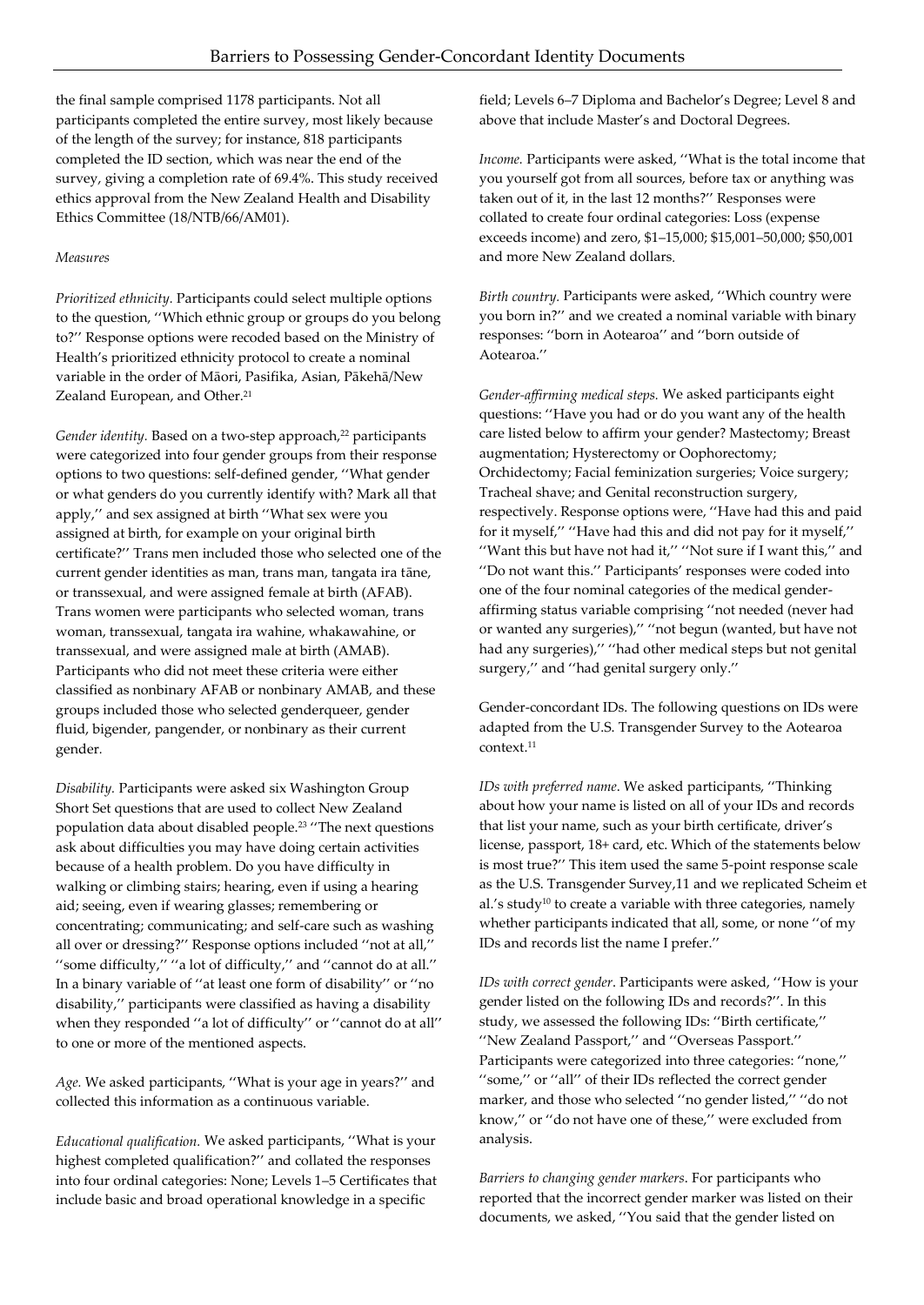the final sample comprised 1178 participants. Not all participants completed the entire survey, most likely because of the length of the survey; for instance, 818 participants completed the ID section, which was near the end of the survey, giving a completion rate of 69.4%. This study received ethics approval from the New Zealand Health and Disability Ethics Committee (18/NTB/66/AM01).

*Measures*

*Prioritized ethnicity.* Participants could select multiple options to the question, ''Which ethnic group or groups do you belong to?'' Response options were recoded based on the Ministry of Health's prioritized ethnicity protocol to create a nominal variable in the order of Māori, Pasifika, Asian, Pākehā/New Zealand European, and Other.[21]

*Gender identity.* Based on a two-step approach,[22] participants were categorized into four gender groups from their response options to two questions: self-defined gender, ''What gender or what genders do you currently identify with? Mark all that apply,'' and sex assigned at birth ''What sex were you assigned at birth, for example on your original birth certificate?'' Trans men included those who selected one of the current gender identities as man, trans man, tangata ira tāne, or transsexual, and were assigned female at birth (AFAB). Trans women were participants who selected woman, trans woman, transsexual, tangata ira wahine, whakawahine, or transsexual, and were assigned male at birth (AMAB). Participants who did not meet these criteria were either classified as nonbinary AFAB or nonbinary AMAB, and these groups included those who selected genderqueer, gender fluid, bigender, pangender, or nonbinary as their current gender.

*Disability.* Participants were asked six Washington Group Short Set questions that are used to collect New Zealand population data about disabled people.[23] ''The next questions ask about difficulties you may have doing certain activities because of a health problem. Do you have difficulty in walking or climbing stairs; hearing, even if using a hearing aid; seeing, even if wearing glasses; remembering or concentrating; communicating; and self-care such as washing all over or dressing?'' Response options included ''not at all,'' ''some difficulty,'' ''a lot of difficulty,'' and ''cannot do at all.'' In a binary variable of ''at least one form of disability'' or ''no disability,'' participants were classified as having a disability when they responded ''a lot of difficulty'' or ''cannot do at all'' to one or more of the mentioned aspects.

*Age.* We asked participants, ''What is your age in years?'' and collected this information as a continuous variable.

*Educational qualification.* We asked participants, ''What is your highest completed qualification?'' and collated the responses into four ordinal categories: None; Levels 1–5 Certificates that include basic and broad operational knowledge in a specific field; Levels 6–7 Diploma and Bachelor's Degree; Level 8 and above that include Master's and Doctoral Degrees.

*Income.* Participants were asked, ''What is the total income that you yourself got from all sources, before tax or anything was taken out of it, in the last 12 months?'' Responses were collated to create four ordinal categories: Loss (expense exceeds income) and zero, \$1–15,000; \$15,001–50,000; \$50,001 and more New Zealand dollars.

*Birth country.* Participants were asked, ''Which country were you born in?'' and we created a nominal variable with binary responses: ''born in Aotearoa'' and ''born outside of Aotearoa.''

*Gender-affirming medical steps.* We asked participants eight questions: ''Have you had or do you want any of the health care listed below to affirm your gender? Mastectomy; Breast augmentation; Hysterectomy or Oophorectomy; Orchidectomy; Facial feminization surgeries; Voice surgery; Tracheal shave; and Genital reconstruction surgery, respectively. Response options were, ''Have had this and paid for it myself,'' ''Have had this and did not pay for it myself,'' ''Want this but have not had it,'' ''Not sure if I want this,'' and ''Do not want this.'' Participants' responses were coded into one of the four nominal categories of the medical gender-affirming status variable comprising ''not needed (never had or wanted any surgeries),'' ''not begun (wanted, but have not had any surgeries),'' ''had other medical steps but not genital surgery,'' and ''had genital surgery only.''

Gender-concordant IDs. The following questions on IDs were adapted from the U.S. Transgender Survey to the Aotearoa context.[11]

*IDs with preferred name*. We asked participants, ''Thinking about how your name is listed on all of your IDs and records that list your name, such as your birth certificate, driver's license, passport, 18+ card, etc. Which of the statements below is most true?'' This item used the same 5-point response scale as the U.S. Transgender Survey,11 and we replicated Scheim et al.'s study[10] to create a variable with three categories, namely whether participants indicated that all, some, or none ''of my IDs and records list the name I prefer.''

*IDs with correct gender*. Participants were asked, ''How is your gender listed on the following IDs and records?''. In this study, we assessed the following IDs: ''Birth certificate,'' ''New Zealand Passport,'' and ''Overseas Passport.'' Participants were categorized into three categories: ''none,'' ''some,'' or ''all'' of their IDs reflected the correct gender marker, and those who selected ''no gender listed,'' ''do not know,'' or ''do not have one of these,'' were excluded from analysis.

*Barriers to changing gender markers*. For participants who reported that the incorrect gender marker was listed on their documents, we asked, ''You said that the gender listed on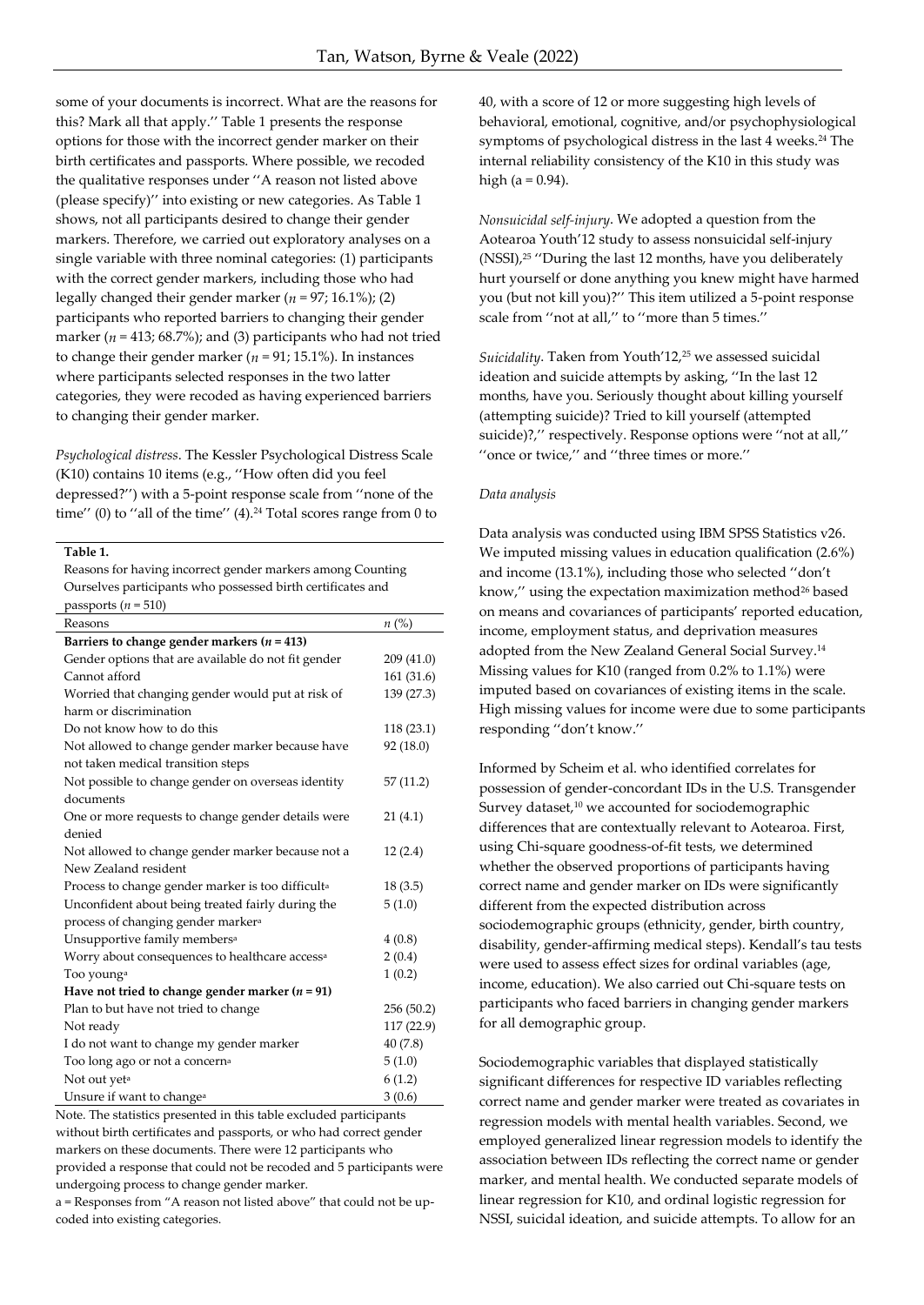some of your documents is incorrect. What are the reasons for this? Mark all that apply.'' Table 1 presents the response options for those with the incorrect gender marker on their birth certificates and passports. Where possible, we recoded the qualitative responses under ''A reason not listed above (please specify)'' into existing or new categories. As Table 1 shows, not all participants desired to change their gender markers. Therefore, we carried out exploratory analyses on a single variable with three nominal categories: (1) participants with the correct gender markers, including those who had legally changed their gender marker ($n$ = 97; 16.1%); (2) participants who reported barriers to changing their gender marker ($n$ = 413; 68.7%); and (3) participants who had not tried to change their gender marker ($n$ = 91; 15.1%). In instances where participants selected responses in the two latter categories, they were recoded as having experienced barriers to changing their gender marker.

**Table 1.**
Reasons for having incorrect gender markers among Counting Ourselves participants who possessed birth certificates and passports ($n$ = 510)

| Reasons | $n$ (%) |
|---|---|
| **Barriers to change gender markers ($n$ = 413)** | |
| Gender options that are available do not fit gender | 209 (41.0) |
| Cannot afford | 161 (31.6) |
| Worried that changing gender would put at risk of harm or discrimination | 139 (27.3) |
| Do not know how to do this | 118 (23.1) |
| Not allowed to change gender marker because have not taken medical transition steps | 92 (18.0) |
| Not possible to change gender on overseas identity documents | 57 (11.2) |
| One or more requests to change gender details were denied | 21 (4.1) |
| Not allowed to change gender marker because not a New Zealand resident | 12 (2.4) |
| Process to change gender marker is too difficult[a] | 18 (3.5) |
| Unconfident about being treated fairly during the process of changing gender marker[a] | 5 (1.0) |
| Unsupportive family members[a] | 4 (0.8) |
| Worry about consequences to healthcare access[a] | 2 (0.4) |
| Too young[a] | 1 (0.2) |
| **Have not tried to change gender marker ($n$ = 91)** | |
| Plan to but have not tried to change | 256 (50.2) |
| Not ready | 117 (22.9) |
| I do not want to change my gender marker | 40 (7.8) |
| Too long ago or not a concern[a] | 5 (1.0) |
| Not out yet[a] | 6 (1.2) |
| Unsure if want to change[a] | 3 (0.6) |

Note. The statistics presented in this table excluded participants without birth certificates and passports, or who had correct gender markers on these documents. There were 12 participants who provided a response that could not be recoded and 5 participants were undergoing process to change gender marker.
a = Responses from "A reason not listed above" that could not be up-coded into existing categories.

*Psychological distress*. The Kessler Psychological Distress Scale (K10) contains 10 items (e.g., ''How often did you feel depressed?'') with a 5-point response scale from ''none of the time'' (0) to ''all of the time'' (4).[24] Total scores range from 0 to 40, with a score of 12 or more suggesting high levels of behavioral, emotional, cognitive, and/or psychophysiological symptoms of psychological distress in the last 4 weeks.[24] The internal reliability consistency of the K10 in this study was high (a = 0.94).

*Nonsuicidal self-injury*. We adopted a question from the Aotearoa Youth'12 study to assess nonsuicidal self-injury (NSSI),[25] ''During the last 12 months, have you deliberately hurt yourself or done anything you knew might have harmed you (but not kill you)?'' This item utilized a 5-point response scale from ''not at all,'' to ''more than 5 times.''

*Suicidality*. Taken from Youth'12,[25] we assessed suicidal ideation and suicide attempts by asking, ''In the last 12 months, have you. Seriously thought about killing yourself (attempting suicide)? Tried to kill yourself (attempted suicide)?,'' respectively. Response options were ''not at all,'' ''once or twice,'' and ''three times or more.''

*Data analysis*

Data analysis was conducted using IBM SPSS Statistics v26. We imputed missing values in education qualification (2.6%) and income (13.1%), including those who selected ''don't know,'' using the expectation maximization method[26] based on means and covariances of participants' reported education, income, employment status, and deprivation measures adopted from the New Zealand General Social Survey.[14] Missing values for K10 (ranged from 0.2% to 1.1%) were imputed based on covariances of existing items in the scale. High missing values for income were due to some participants responding ''don't know.''

Informed by Scheim et al. who identified correlates for possession of gender-concordant IDs in the U.S. Transgender Survey dataset,[10] we accounted for sociodemographic differences that are contextually relevant to Aotearoa. First, using Chi-square goodness-of-fit tests, we determined whether the observed proportions of participants having correct name and gender marker on IDs were significantly different from the expected distribution across sociodemographic groups (ethnicity, gender, birth country, disability, gender-affirming medical steps). Kendall's tau tests were used to assess effect sizes for ordinal variables (age, income, education). We also carried out Chi-square tests on participants who faced barriers in changing gender markers for all demographic group.

Sociodemographic variables that displayed statistically significant differences for respective ID variables reflecting correct name and gender marker were treated as covariates in regression models with mental health variables. Second, we employed generalized linear regression models to identify the association between IDs reflecting the correct name or gender marker, and mental health. We conducted separate models of linear regression for K10, and ordinal logistic regression for NSSI, suicidal ideation, and suicide attempts. To allow for an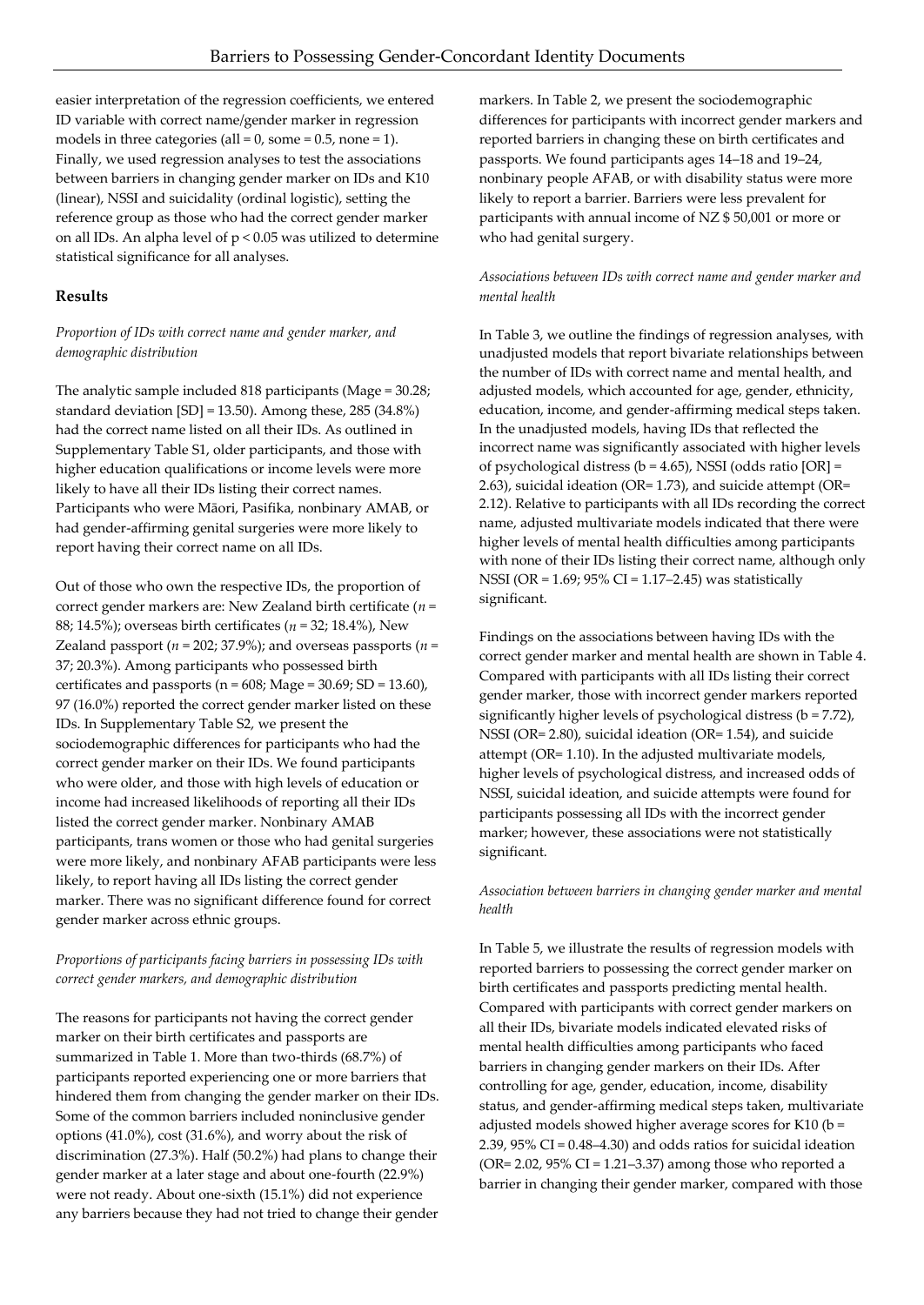easier interpretation of the regression coefficients, we entered ID variable with correct name/gender marker in regression models in three categories (all = 0, some = 0.5, none = 1). Finally, we used regression analyses to test the associations between barriers in changing gender marker on IDs and K10 (linear), NSSI and suicidality (ordinal logistic), setting the reference group as those who had the correct gender marker on all IDs. An alpha level of $p < 0.05$ was utilized to determine statistical significance for all analyses.

## Results

### *Proportion of IDs with correct name and gender marker, and demographic distribution*

The analytic sample included 818 participants (Mage = 30.28; standard deviation [SD] = 13.50). Among these, 285 (34.8%) had the correct name listed on all their IDs. As outlined in Supplementary Table S1, older participants, and those with higher education qualifications or income levels were more likely to have all their IDs listing their correct names. Participants who were Māori, Pasifika, nonbinary AMAB, or had gender-affirming genital surgeries were more likely to report having their correct name on all IDs.

Out of those who own the respective IDs, the proportion of correct gender markers are: New Zealand birth certificate (*n* = 88; 14.5%); overseas birth certificates (*n* = 32; 18.4%), New Zealand passport (*n* = 202; 37.9%); and overseas passports (*n* = 37; 20.3%). Among participants who possessed birth certificates and passports (n = 608; Mage = 30.69; SD = 13.60), 97 (16.0%) reported the correct gender marker listed on these IDs. In Supplementary Table S2, we present the sociodemographic differences for participants who had the correct gender marker on their IDs. We found participants who were older, and those with high levels of education or income had increased likelihoods of reporting all their IDs listed the correct gender marker. Nonbinary AMAB participants, trans women or those who had genital surgeries were more likely, and nonbinary AFAB participants were less likely, to report having all IDs listing the correct gender marker. There was no significant difference found for correct gender marker across ethnic groups.

### *Proportions of participants facing barriers in possessing IDs with correct gender markers, and demographic distribution*

The reasons for participants not having the correct gender marker on their birth certificates and passports are summarized in Table 1. More than two-thirds (68.7%) of participants reported experiencing one or more barriers that hindered them from changing the gender marker on their IDs. Some of the common barriers included noninclusive gender options (41.0%), cost (31.6%), and worry about the risk of discrimination (27.3%). Half (50.2%) had plans to change their gender marker at a later stage and about one-fourth (22.9%) were not ready. About one-sixth (15.1%) did not experience any barriers because they had not tried to change their gender markers. In Table 2, we present the sociodemographic differences for participants with incorrect gender markers and reported barriers in changing these on birth certificates and passports. We found participants ages 14–18 and 19–24, nonbinary people AFAB, or with disability status were more likely to report a barrier. Barriers were less prevalent for participants with annual income of NZ $ 50,001 or more or who had genital surgery.

### *Associations between IDs with correct name and gender marker and mental health*

In Table 3, we outline the findings of regression analyses, with unadjusted models that report bivariate relationships between the number of IDs with correct name and mental health, and adjusted models, which accounted for age, gender, ethnicity, education, income, and gender-affirming medical steps taken. In the unadjusted models, having IDs that reflected the incorrect name was significantly associated with higher levels of psychological distress (b = 4.65), NSSI (odds ratio [OR] = 2.63), suicidal ideation (OR= 1.73), and suicide attempt (OR= 2.12). Relative to participants with all IDs recording the correct name, adjusted multivariate models indicated that there were higher levels of mental health difficulties among participants with none of their IDs listing their correct name, although only NSSI (OR = 1.69; 95% CI = 1.17–2.45) was statistically significant.

Findings on the associations between having IDs with the correct gender marker and mental health are shown in Table 4. Compared with participants with all IDs listing their correct gender marker, those with incorrect gender markers reported significantly higher levels of psychological distress (b = 7.72), NSSI (OR= 2.80), suicidal ideation (OR= 1.54), and suicide attempt (OR= 1.10). In the adjusted multivariate models, higher levels of psychological distress, and increased odds of NSSI, suicidal ideation, and suicide attempts were found for participants possessing all IDs with the incorrect gender marker; however, these associations were not statistically significant.

### *Association between barriers in changing gender marker and mental health*

In Table 5, we illustrate the results of regression models with reported barriers to possessing the correct gender marker on birth certificates and passports predicting mental health. Compared with participants with correct gender markers on all their IDs, bivariate models indicated elevated risks of mental health difficulties among participants who faced barriers in changing gender markers on their IDs. After controlling for age, gender, education, income, disability status, and gender-affirming medical steps taken, multivariate adjusted models showed higher average scores for K10 (b = 2.39, 95% CI = 0.48–4.30) and odds ratios for suicidal ideation (OR= 2.02, 95% CI = 1.21–3.37) among those who reported a barrier in changing their gender marker, compared with those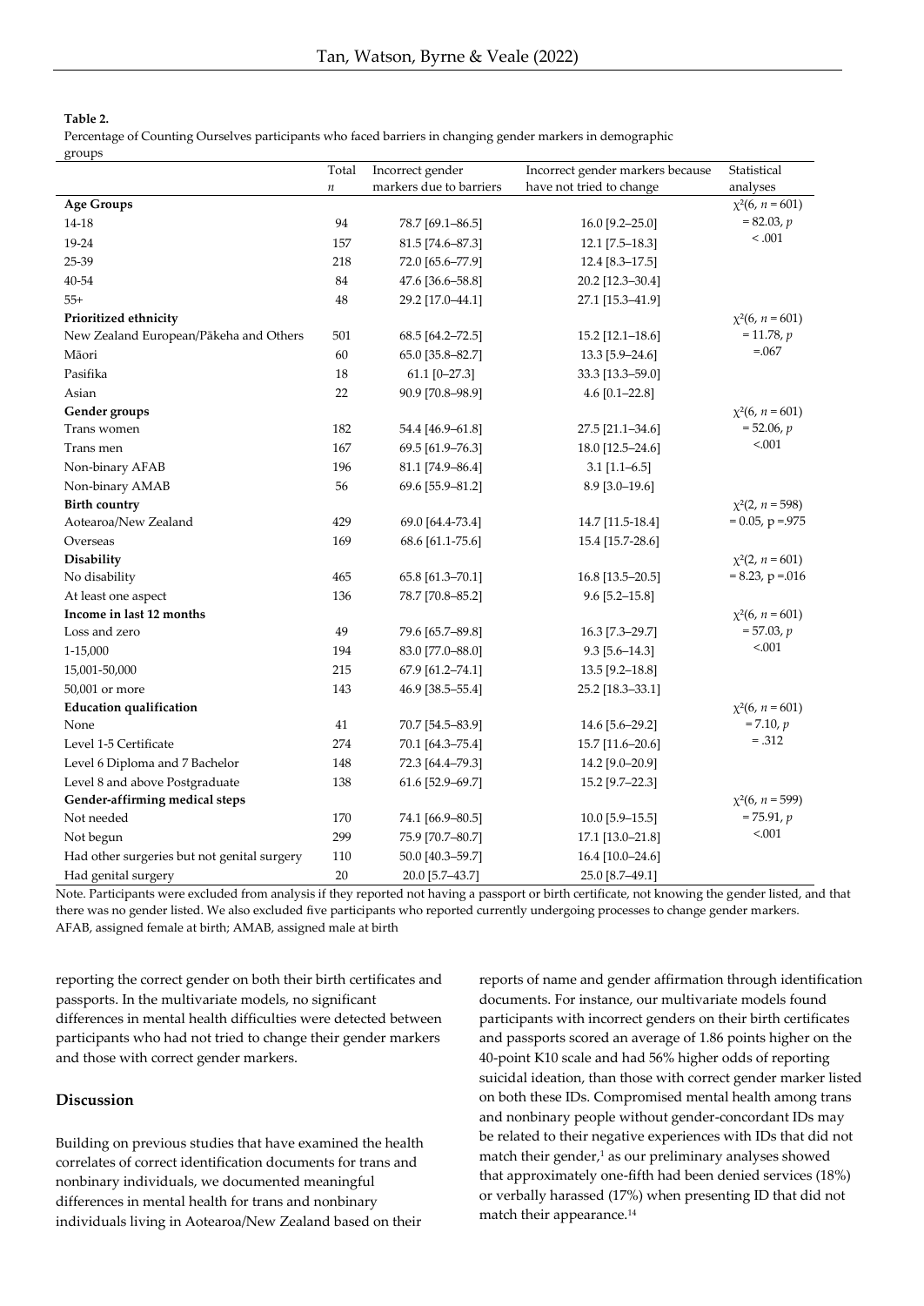**Table 2.**

Percentage of Counting Ourselves participants who faced barriers in changing gender markers in demographic groups

| | Total $n$ | Incorrect gender markers due to barriers | Incorrect gender markers because have not tried to change | Statistical analyses |
|---|---|---|---|---|
| **Age Groups** | | | | $\chi^2(6, n = 601) = 82.03, p < .001$ |
| 14-18 | 94 | 78.7 [69.1–86.5] | 16.0 [9.2–25.0] | |
| 19-24 | 157 | 81.5 [74.6–87.3] | 12.1 [7.5–18.3] | |
| 25-39 | 218 | 72.0 [65.6–77.9] | 12.4 [8.3–17.5] | |
| 40-54 | 84 | 47.6 [36.6–58.8] | 20.2 [12.3–30.4] | |
| 55+ | 48 | 29.2 [17.0–44.1] | 27.1 [15.3–41.9] | |
| **Prioritized ethnicity** | | | | $\chi^2(6, n = 601) = 11.78, p = .067$ |
| New Zealand European/Pākeha and Others | 501 | 68.5 [64.2–72.5] | 15.2 [12.1–18.6] | |
| Māori | 60 | 65.0 [35.8–82.7] | 13.3 [5.9–24.6] | |
| Pasifika | 18 | 61.1 [0–27.3] | 33.3 [13.3–59.0] | |
| Asian | 22 | 90.9 [70.8–98.9] | 4.6 [0.1–22.8] | |
| **Gender groups** | | | | $\chi^2(6, n = 601) = 52.06, p < .001$ |
| Trans women | 182 | 54.4 [46.9–61.8] | 27.5 [21.1–34.6] | |
| Trans men | 167 | 69.5 [61.9–76.3] | 18.0 [12.5–24.6] | |
| Non-binary AFAB | 196 | 81.1 [74.9–86.4] | 3.1 [1.1–6.5] | |
| Non-binary AMAB | 56 | 69.6 [55.9–81.2] | 8.9 [3.0–19.6] | |
| **Birth country** | | | | $\chi^2(2, n = 598) = 0.05, p = .975$ |
| Aotearoa/New Zealand | 429 | 69.0 [64.4-73.4] | 14.7 [11.5-18.4] | |
| Overseas | 169 | 68.6 [61.1-75.6] | 15.4 [15.7-28.6] | |
| **Disability** | | | | $\chi^2(2, n = 601) = 8.23, p = .016$ |
| No disability | 465 | 65.8 [61.3–70.1] | 16.8 [13.5–20.5] | |
| At least one aspect | 136 | 78.7 [70.8–85.2] | 9.6 [5.2–15.8] | |
| **Income in last 12 months** | | | | $\chi^2(6, n = 601) = 57.03, p < .001$ |
| Loss and zero | 49 | 79.6 [65.7–89.8] | 16.3 [7.3–29.7] | |
| 1-15,000 | 194 | 83.0 [77.0–88.0] | 9.3 [5.6–14.3] | |
| 15,001-50,000 | 215 | 67.9 [61.2–74.1] | 13.5 [9.2–18.8] | |
| 50,001 or more | 143 | 46.9 [38.5–55.4] | 25.2 [18.3–33.1] | |
| **Education qualification** | | | | $\chi^2(6, n = 601) = 7.10, p = .312$ |
| None | 41 | 70.7 [54.5–83.9] | 14.6 [5.6–29.2] | |
| Level 1-5 Certificate | 274 | 70.1 [64.3–75.4] | 15.7 [11.6–20.6] | |
| Level 6 Diploma and 7 Bachelor | 148 | 72.3 [64.4–79.3] | 14.2 [9.0–20.9] | |
| Level 8 and above Postgraduate | 138 | 61.6 [52.9–69.7] | 15.2 [9.7–22.3] | |
| **Gender-affirming medical steps** | | | | $\chi^2(6, n = 599) = 75.91, p < .001$ |
| Not needed | 170 | 74.1 [66.9–80.5] | 10.0 [5.9–15.5] | |
| Not begun | 299 | 75.9 [70.7–80.7] | 17.1 [13.0–21.8] | |
| Had other surgeries but not genital surgery | 110 | 50.0 [40.3–59.7] | 16.4 [10.0–24.6] | |
| Had genital surgery | 20 | 20.0 [5.7–43.7] | 25.0 [8.7–49.1] | |

Note. Participants were excluded from analysis if they reported not having a passport or birth certificate, not knowing the gender listed, and that there was no gender listed. We also excluded five participants who reported currently undergoing processes to change gender markers.
AFAB, assigned female at birth; AMAB, assigned male at birth

reporting the correct gender on both their birth certificates and passports. In the multivariate models, no significant differences in mental health difficulties were detected between participants who had not tried to change their gender markers and those with correct gender markers.

## Discussion

Building on previous studies that have examined the health correlates of correct identification documents for trans and nonbinary individuals, we documented meaningful differences in mental health for trans and nonbinary individuals living in Aotearoa/New Zealand based on their reports of name and gender affirmation through identification documents. For instance, our multivariate models found participants with incorrect genders on their birth certificates and passports scored an average of 1.86 points higher on the 40-point K10 scale and had 56% higher odds of reporting suicidal ideation, than those with correct gender marker listed on both these IDs. Compromised mental health among trans and nonbinary people without gender-concordant IDs may be related to their negative experiences with IDs that did not match their gender,[1] as our preliminary analyses showed that approximately one-fifth had been denied services (18%) or verbally harassed (17%) when presenting ID that did not match their appearance.[14]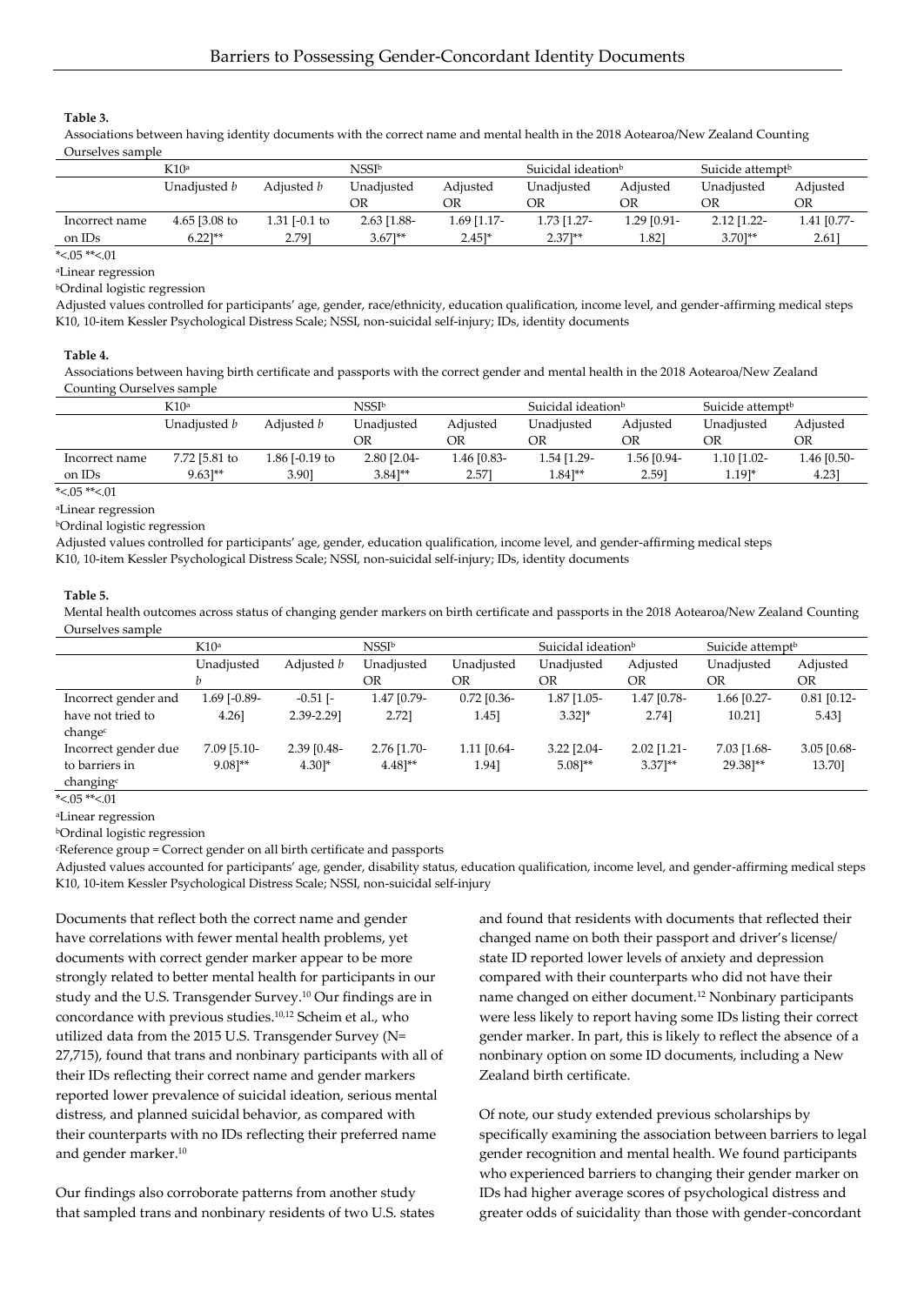**Table 3.**

Associations between having identity documents with the correct name and mental health in the 2018 Aotearoa/New Zealand Counting Ourselves sample

| | K10[a] | | NSSI[b] | | Suicidal ideation[b] | | Suicide attempt[b] | |
|---|---|---|---|---|---|---|---|---|
| | Unadjusted *b* | Adjusted *b* | Unadjusted OR | Adjusted OR | Unadjusted OR | Adjusted OR | Unadjusted OR | Adjusted OR |
| Incorrect name on IDs | 4.65 [3.08 to 6.22]** | 1.31 [-0.1 to 2.79] | 2.63 [1.88-3.67]** | 1.69 [1.17-2.45]* | 1.73 [1.27-2.37]** | 1.29 [0.91-1.82] | 2.12 [1.22-3.70]** | 1.41 [0.77-2.61] |

*<.05 **<.01

[a]Linear regression

[b]Ordinal logistic regression

Adjusted values controlled for participants' age, gender, race/ethnicity, education qualification, income level, and gender-affirming medical steps

K10, 10-item Kessler Psychological Distress Scale; NSSI, non-suicidal self-injury; IDs, identity documents

**Table 4.**

Associations between having birth certificate and passports with the correct gender and mental health in the 2018 Aotearoa/New Zealand Counting Ourselves sample

| | K10[a] | | NSSI[b] | | Suicidal ideation[b] | | Suicide attempt[b] | |
|---|---|---|---|---|---|---|---|---|
| | Unadjusted *b* | Adjusted *b* | Unadjusted OR | Adjusted OR | Unadjusted OR | Adjusted OR | Unadjusted OR | Adjusted OR |
| Incorrect name on IDs | 7.72 [5.81 to 9.63]** | 1.86 [-0.19 to 3.90] | 2.80 [2.04-3.84]** | 1.46 [0.83-2.57] | 1.54 [1.29-1.84]** | 1.56 [0.94-2.59] | 1.10 [1.02-1.19]* | 1.46 [0.50-4.23] |

*<.05 **<.01

[a]Linear regression

[b]Ordinal logistic regression

Adjusted values controlled for participants' age, gender, education qualification, income level, and gender-affirming medical steps

K10, 10-item Kessler Psychological Distress Scale; NSSI, non-suicidal self-injury; IDs, identity documents

**Table 5.**

Mental health outcomes across status of changing gender markers on birth certificate and passports in the 2018 Aotearoa/New Zealand Counting Ourselves sample

| | K10[a] | | NSSI[b] | | Suicidal ideation[b] | | Suicide attempt[b] | |
|---|---|---|---|---|---|---|---|---|
| | Unadjusted *b* | Adjusted *b* | Unadjusted OR | Unadjusted OR | Unadjusted OR | Adjusted OR | Unadjusted OR | Adjusted OR |
| Incorrect gender and have not tried to change[c] | 1.69 [-0.89-4.26] | -0.51 [-2.39-2.29] | 1.47 [0.79-2.72] | 0.72 [0.36-1.45] | 1.87 [1.05-3.32]* | 1.47 [0.78-2.74] | 1.66 [0.27-10.21] | 0.81 [0.12-5.43] |
| Incorrect gender due to barriers in changing[c] | 7.09 [5.10-9.08]** | 2.39 [0.48-4.30]* | 2.76 [1.70-4.48]** | 1.11 [0.64-1.94] | 3.22 [2.04-5.08]** | 2.02 [1.21-3.37]** | 7.03 [1.68-29.38]** | 3.05 [0.68-13.70] |

*<.05 **<.01

[a]Linear regression

[b]Ordinal logistic regression

[c]Reference group = Correct gender on all birth certificate and passports

Adjusted values accounted for participants' age, gender, disability status, education qualification, income level, and gender-affirming medical steps

K10, 10-item Kessler Psychological Distress Scale; NSSI, non-suicidal self-injury

Documents that reflect both the correct name and gender have correlations with fewer mental health problems, yet documents with correct gender marker appear to be more strongly related to better mental health for participants in our study and the U.S. Transgender Survey.[10] Our findings are in concordance with previous studies.[10,12] Scheim et al., who utilized data from the 2015 U.S. Transgender Survey (N= 27,715), found that trans and nonbinary participants with all of their IDs reflecting their correct name and gender markers reported lower prevalence of suicidal ideation, serious mental distress, and planned suicidal behavior, as compared with their counterparts with no IDs reflecting their preferred name and gender marker.[10]

Our findings also corroborate patterns from another study that sampled trans and nonbinary residents of two U.S. states and found that residents with documents that reflected their changed name on both their passport and driver's license/ state ID reported lower levels of anxiety and depression compared with their counterparts who did not have their name changed on either document.[12] Nonbinary participants were less likely to report having some IDs listing their correct gender marker. In part, this is likely to reflect the absence of a nonbinary option on some ID documents, including a New Zealand birth certificate.

Of note, our study extended previous scholarships by specifically examining the association between barriers to legal gender recognition and mental health. We found participants who experienced barriers to changing their gender marker on IDs had higher average scores of psychological distress and greater odds of suicidality than those with gender-concordant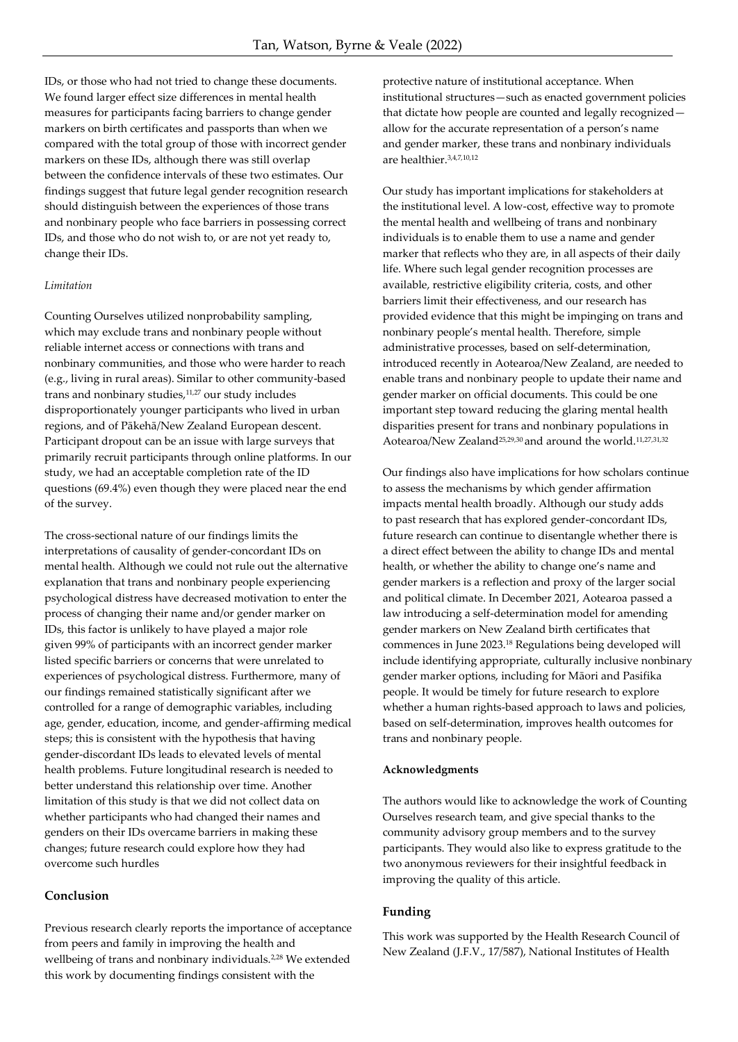IDs, or those who had not tried to change these documents. We found larger effect size differences in mental health measures for participants facing barriers to change gender markers on birth certificates and passports than when we compared with the total group of those with incorrect gender markers on these IDs, although there was still overlap between the confidence intervals of these two estimates. Our findings suggest that future legal gender recognition research should distinguish between the experiences of those trans and nonbinary people who face barriers in possessing correct IDs, and those who do not wish to, or are not yet ready to, change their IDs.

*Limitation*

Counting Ourselves utilized nonprobability sampling, which may exclude trans and nonbinary people without reliable internet access or connections with trans and nonbinary communities, and those who were harder to reach (e.g., living in rural areas). Similar to other community-based trans and nonbinary studies,[11,27] our study includes disproportionately younger participants who lived in urban regions, and of Pākehā/New Zealand European descent. Participant dropout can be an issue with large surveys that primarily recruit participants through online platforms. In our study, we had an acceptable completion rate of the ID questions (69.4%) even though they were placed near the end of the survey.

The cross-sectional nature of our findings limits the interpretations of causality of gender-concordant IDs on mental health. Although we could not rule out the alternative explanation that trans and nonbinary people experiencing psychological distress have decreased motivation to enter the process of changing their name and/or gender marker on IDs, this factor is unlikely to have played a major role given 99% of participants with an incorrect gender marker listed specific barriers or concerns that were unrelated to experiences of psychological distress. Furthermore, many of our findings remained statistically significant after we controlled for a range of demographic variables, including age, gender, education, income, and gender-affirming medical steps; this is consistent with the hypothesis that having gender-discordant IDs leads to elevated levels of mental health problems. Future longitudinal research is needed to better understand this relationship over time. Another limitation of this study is that we did not collect data on whether participants who had changed their names and genders on their IDs overcame barriers in making these changes; future research could explore how they had overcome such hurdles

## Conclusion

Previous research clearly reports the importance of acceptance from peers and family in improving the health and wellbeing of trans and nonbinary individuals.[2,28] We extended this work by documenting findings consistent with the protective nature of institutional acceptance. When institutional structures—such as enacted government policies that dictate how people are counted and legally recognized—allow for the accurate representation of a person's name and gender marker, these trans and nonbinary individuals are healthier.[3,4,7,10,12]

Our study has important implications for stakeholders at the institutional level. A low-cost, effective way to promote the mental health and wellbeing of trans and nonbinary individuals is to enable them to use a name and gender marker that reflects who they are, in all aspects of their daily life. Where such legal gender recognition processes are available, restrictive eligibility criteria, costs, and other barriers limit their effectiveness, and our research has provided evidence that this might be impinging on trans and nonbinary people's mental health. Therefore, simple administrative processes, based on self-determination, introduced recently in Aotearoa/New Zealand, are needed to enable trans and nonbinary people to update their name and gender marker on official documents. This could be one important step toward reducing the glaring mental health disparities present for trans and nonbinary populations in Aotearoa/New Zealand[25,29,30] and around the world.[11,27,31,32]

Our findings also have implications for how scholars continue to assess the mechanisms by which gender affirmation impacts mental health broadly. Although our study adds to past research that has explored gender-concordant IDs, future research can continue to disentangle whether there is a direct effect between the ability to change IDs and mental health, or whether the ability to change one's name and gender markers is a reflection and proxy of the larger social and political climate. In December 2021, Aotearoa passed a law introducing a self-determination model for amending gender markers on New Zealand birth certificates that commences in June 2023.[18] Regulations being developed will include identifying appropriate, culturally inclusive nonbinary gender marker options, including for Māori and Pasifika people. It would be timely for future research to explore whether a human rights-based approach to laws and policies, based on self-determination, improves health outcomes for trans and nonbinary people.

**Acknowledgments**

The authors would like to acknowledge the work of Counting Ourselves research team, and give special thanks to the community advisory group members and to the survey participants. They would also like to express gratitude to the two anonymous reviewers for their insightful feedback in improving the quality of this article.

## Funding

This work was supported by the Health Research Council of New Zealand (J.F.V., 17/587), National Institutes of Health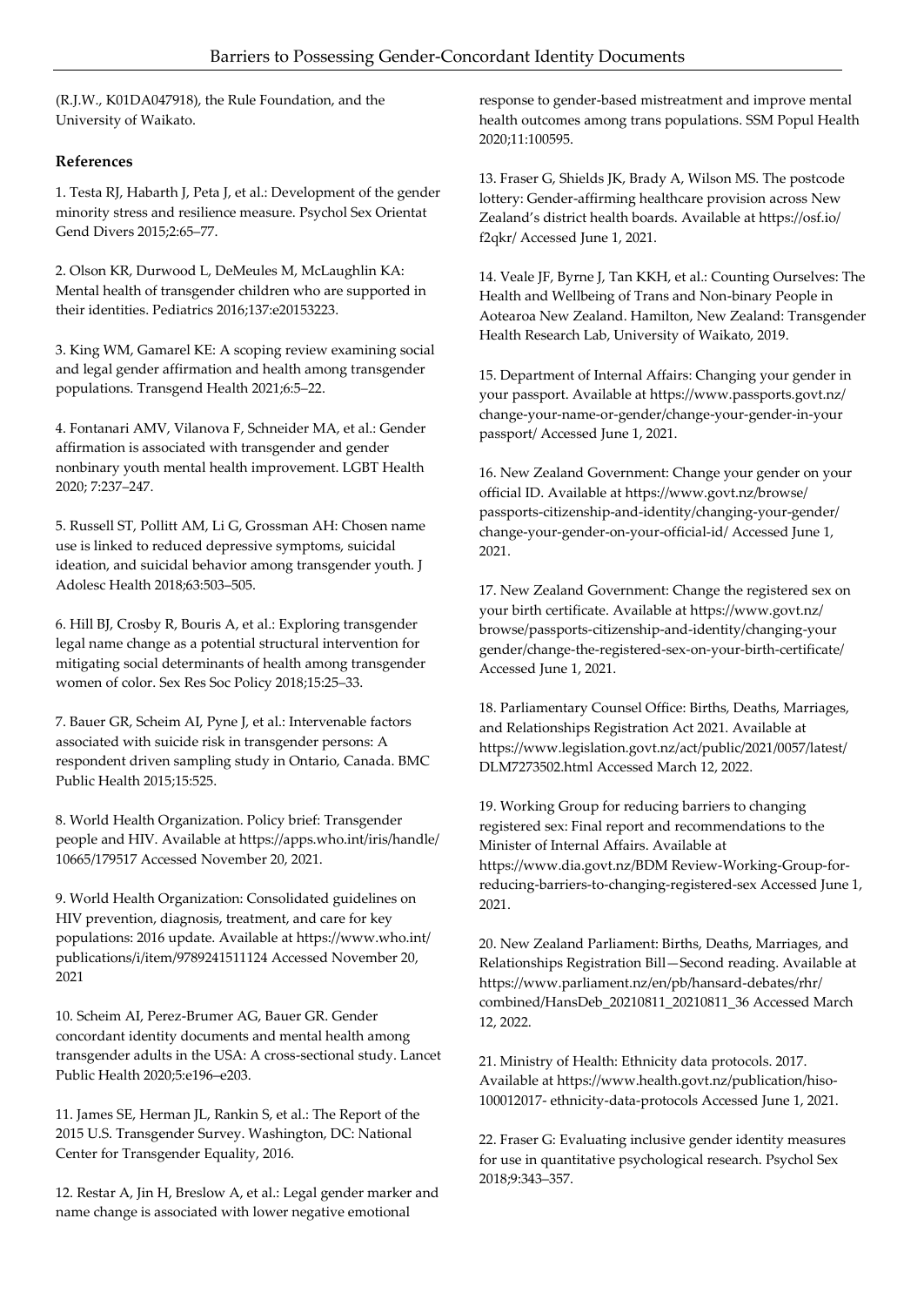(R.J.W., K01DA047918), the Rule Foundation, and the University of Waikato.

## References

1. Testa RJ, Habarth J, Peta J, et al.: Development of the gender minority stress and resilience measure. Psychol Sex Orientat Gend Divers 2015;2:65–77.

2. Olson KR, Durwood L, DeMeules M, McLaughlin KA: Mental health of transgender children who are supported in their identities. Pediatrics 2016;137:e20153223.

3. King WM, Gamarel KE: A scoping review examining social and legal gender affirmation and health among transgender populations. Transgend Health 2021;6:5–22.

4. Fontanari AMV, Vilanova F, Schneider MA, et al.: Gender affirmation is associated with transgender and gender nonbinary youth mental health improvement. LGBT Health 2020; 7:237–247.

5. Russell ST, Pollitt AM, Li G, Grossman AH: Chosen name use is linked to reduced depressive symptoms, suicidal ideation, and suicidal behavior among transgender youth. J Adolesc Health 2018;63:503–505.

6. Hill BJ, Crosby R, Bouris A, et al.: Exploring transgender legal name change as a potential structural intervention for mitigating social determinants of health among transgender women of color. Sex Res Soc Policy 2018;15:25–33.

7. Bauer GR, Scheim AI, Pyne J, et al.: Intervenable factors associated with suicide risk in transgender persons: A respondent driven sampling study in Ontario, Canada. BMC Public Health 2015;15:525.

8. World Health Organization. Policy brief: Transgender people and HIV. Available at https://apps.who.int/iris/handle/10665/179517 Accessed November 20, 2021.

9. World Health Organization: Consolidated guidelines on HIV prevention, diagnosis, treatment, and care for key populations: 2016 update. Available at https://www.who.int/publications/i/item/9789241511124 Accessed November 20, 2021

10. Scheim AI, Perez-Brumer AG, Bauer GR. Gender concordant identity documents and mental health among transgender adults in the USA: A cross-sectional study. Lancet Public Health 2020;5:e196–e203.

11. James SE, Herman JL, Rankin S, et al.: The Report of the 2015 U.S. Transgender Survey. Washington, DC: National Center for Transgender Equality, 2016.

12. Restar A, Jin H, Breslow A, et al.: Legal gender marker and name change is associated with lower negative emotional response to gender-based mistreatment and improve mental health outcomes among trans populations. SSM Popul Health 2020;11:100595.

13. Fraser G, Shields JK, Brady A, Wilson MS. The postcode lottery: Gender-affirming healthcare provision across New Zealand's district health boards. Available at https://osf.io/f2qkr/ Accessed June 1, 2021.

14. Veale JF, Byrne J, Tan KKH, et al.: Counting Ourselves: The Health and Wellbeing of Trans and Non-binary People in Aotearoa New Zealand. Hamilton, New Zealand: Transgender Health Research Lab, University of Waikato, 2019.

15. Department of Internal Affairs: Changing your gender in your passport. Available at https://www.passports.govt.nz/change-your-name-or-gender/change-your-gender-in-your passport/ Accessed June 1, 2021.

16. New Zealand Government: Change your gender on your official ID. Available at https://www.govt.nz/browse/passports-citizenship-and-identity/changing-your-gender/change-your-gender-on-your-official-id/ Accessed June 1, 2021.

17. New Zealand Government: Change the registered sex on your birth certificate. Available at https://www.govt.nz/browse/passports-citizenship-and-identity/changing-your gender/change-the-registered-sex-on-your-birth-certificate/ Accessed June 1, 2021.

18. Parliamentary Counsel Office: Births, Deaths, Marriages, and Relationships Registration Act 2021. Available at https://www.legislation.govt.nz/act/public/2021/0057/latest/DLM7273502.html Accessed March 12, 2022.

19. Working Group for reducing barriers to changing registered sex: Final report and recommendations to the Minister of Internal Affairs. Available at https://www.dia.govt.nz/BDM Review-Working-Group-for-reducing-barriers-to-changing-registered-sex Accessed June 1, 2021.

20. New Zealand Parliament: Births, Deaths, Marriages, and Relationships Registration Bill—Second reading. Available at https://www.parliament.nz/en/pb/hansard-debates/rhr/combined/HansDeb_20210811_20210811_36 Accessed March 12, 2022.

21. Ministry of Health: Ethnicity data protocols. 2017. Available at https://www.health.govt.nz/publication/hiso-100012017- ethnicity-data-protocols Accessed June 1, 2021.

22. Fraser G: Evaluating inclusive gender identity measures for use in quantitative psychological research. Psychol Sex 2018;9:343–357.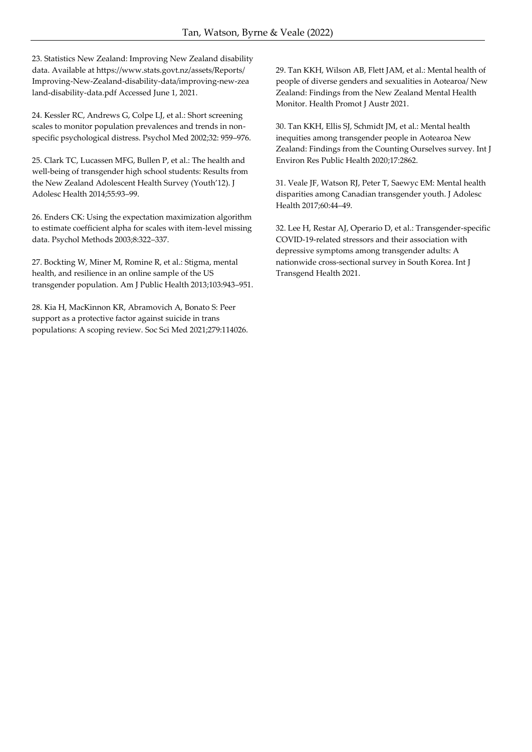23. Statistics New Zealand: Improving New Zealand disability data. Available at https://www.stats.govt.nz/assets/Reports/Improving-New-Zealand-disability-data/improving-new-zealand-disability-data.pdf Accessed June 1, 2021.

24. Kessler RC, Andrews G, Colpe LJ, et al.: Short screening scales to monitor population prevalences and trends in non-specific psychological distress. Psychol Med 2002;32: 959–976.

25. Clark TC, Lucassen MFG, Bullen P, et al.: The health and well-being of transgender high school students: Results from the New Zealand Adolescent Health Survey (Youth'12). J Adolesc Health 2014;55:93–99.

26. Enders CK: Using the expectation maximization algorithm to estimate coefficient alpha for scales with item-level missing data. Psychol Methods 2003;8:322–337.

27. Bockting W, Miner M, Romine R, et al.: Stigma, mental health, and resilience in an online sample of the US transgender population. Am J Public Health 2013;103:943–951.

28. Kia H, MacKinnon KR, Abramovich A, Bonato S: Peer support as a protective factor against suicide in trans populations: A scoping review. Soc Sci Med 2021;279:114026.

29. Tan KKH, Wilson AB, Flett JAM, et al.: Mental health of people of diverse genders and sexualities in Aotearoa/ New Zealand: Findings from the New Zealand Mental Health Monitor. Health Promot J Austr 2021.

30. Tan KKH, Ellis SJ, Schmidt JM, et al.: Mental health inequities among transgender people in Aotearoa New Zealand: Findings from the Counting Ourselves survey. Int J Environ Res Public Health 2020;17:2862.

31. Veale JF, Watson RJ, Peter T, Saewyc EM: Mental health disparities among Canadian transgender youth. J Adolesc Health 2017;60:44–49.

32. Lee H, Restar AJ, Operario D, et al.: Transgender-specific COVID-19-related stressors and their association with depressive symptoms among transgender adults: A nationwide cross-sectional survey in South Korea. Int J Transgend Health 2021.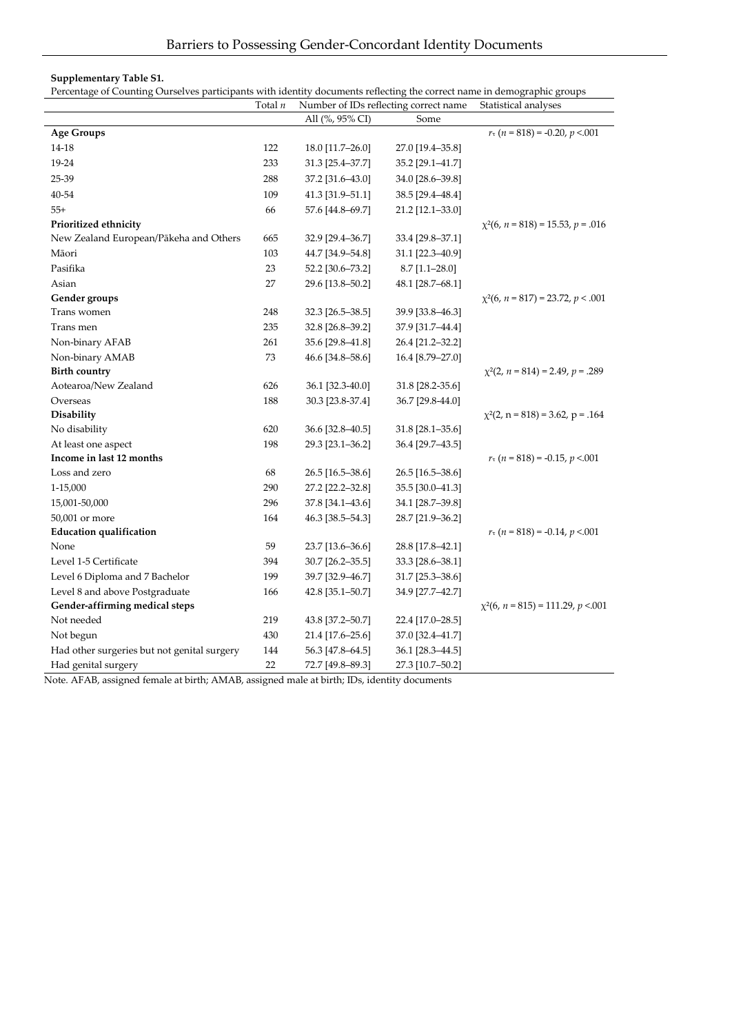**Supplementary Table S1.**

Percentage of Counting Ourselves participants with identity documents reflecting the correct name in demographic groups

| | Total $n$ | Number of IDs reflecting correct name | | Statistical analyses |
|---|---|---|---|---|
| | | All (%, 95% CI) | Some | |
| **Age Groups** | | | | $r_\tau$ ($n$ = 818) = -0.20, $p$ <.001 |
| 14-18 | 122 | 18.0 [11.7–26.0] | 27.0 [19.4–35.8] | |
| 19-24 | 233 | 31.3 [25.4–37.7] | 35.2 [29.1–41.7] | |
| 25-39 | 288 | 37.2 [31.6–43.0] | 34.0 [28.6–39.8] | |
| 40-54 | 109 | 41.3 [31.9–51.1] | 38.5 [29.4–48.4] | |
| 55+ | 66 | 57.6 [44.8–69.7] | 21.2 [12.1–33.0] | |
| **Prioritized ethnicity** | | | | $\chi^2$(6, $n$ = 818) = 15.53, $p$ = .016 |
| New Zealand European/Pākeha and Others | 665 | 32.9 [29.4–36.7] | 33.4 [29.8–37.1] | |
| Māori | 103 | 44.7 [34.9–54.8] | 31.1 [22.3–40.9] | |
| Pasifika | 23 | 52.2 [30.6–73.2] | 8.7 [1.1–28.0] | |
| Asian | 27 | 29.6 [13.8–50.2] | 48.1 [28.7–68.1] | |
| **Gender groups** | | | | $\chi^2$(6, $n$ = 817) = 23.72, $p$ < .001 |
| Trans women | 248 | 32.3 [26.5–38.5] | 39.9 [33.8–46.3] | |
| Trans men | 235 | 32.8 [26.8–39.2] | 37.9 [31.7–44.4] | |
| Non-binary AFAB | 261 | 35.6 [29.8–41.8] | 26.4 [21.2–32.2] | |
| Non-binary AMAB | 73 | 46.6 [34.8–58.6] | 16.4 [8.79–27.0] | |
| **Birth country** | | | | $\chi^2$(2, $n$ = 814) = 2.49, $p$ = .289 |
| Aotearoa/New Zealand | 626 | 36.1 [32.3-40.0] | 31.8 [28.2-35.6] | |
| Overseas | 188 | 30.3 [23.8-37.4] | 36.7 [29.8-44.0] | |
| **Disability** | | | | $\chi^2$(2, n = 818) = 3.62, p = .164 |
| No disability | 620 | 36.6 [32.8–40.5] | 31.8 [28.1–35.6] | |
| At least one aspect | 198 | 29.3 [23.1–36.2] | 36.4 [29.7–43.5] | |
| **Income in last 12 months** | | | | $r_\tau$ ($n$ = 818) = -0.15, $p$ <.001 |
| Loss and zero | 68 | 26.5 [16.5–38.6] | 26.5 [16.5–38.6] | |
| 1-15,000 | 290 | 27.2 [22.2–32.8] | 35.5 [30.0–41.3] | |
| 15,001-50,000 | 296 | 37.8 [34.1–43.6] | 34.1 [28.7–39.8] | |
| 50,001 or more | 164 | 46.3 [38.5–54.3] | 28.7 [21.9–36.2] | |
| **Education qualification** | | | | $r_\tau$ ($n$ = 818) = -0.14, $p$ <.001 |
| None | 59 | 23.7 [13.6–36.6] | 28.8 [17.8–42.1] | |
| Level 1-5 Certificate | 394 | 30.7 [26.2–35.5] | 33.3 [28.6–38.1] | |
| Level 6 Diploma and 7 Bachelor | 199 | 39.7 [32.9–46.7] | 31.7 [25.3–38.6] | |
| Level 8 and above Postgraduate | 166 | 42.8 [35.1–50.7] | 34.9 [27.7–42.7] | |
| **Gender-affirming medical steps** | | | | $\chi^2$(6, $n$ = 815) = 111.29, $p$ <.001 |
| Not needed | 219 | 43.8 [37.2–50.7] | 22.4 [17.0–28.5] | |
| Not begun | 430 | 21.4 [17.6–25.6] | 37.0 [32.4–41.7] | |
| Had other surgeries but not genital surgery | 144 | 56.3 [47.8–64.5] | 36.1 [28.3–44.5] | |
| Had genital surgery | 22 | 72.7 [49.8–89.3] | 27.3 [10.7–50.2] | |

Note. AFAB, assigned female at birth; AMAB, assigned male at birth; IDs, identity documents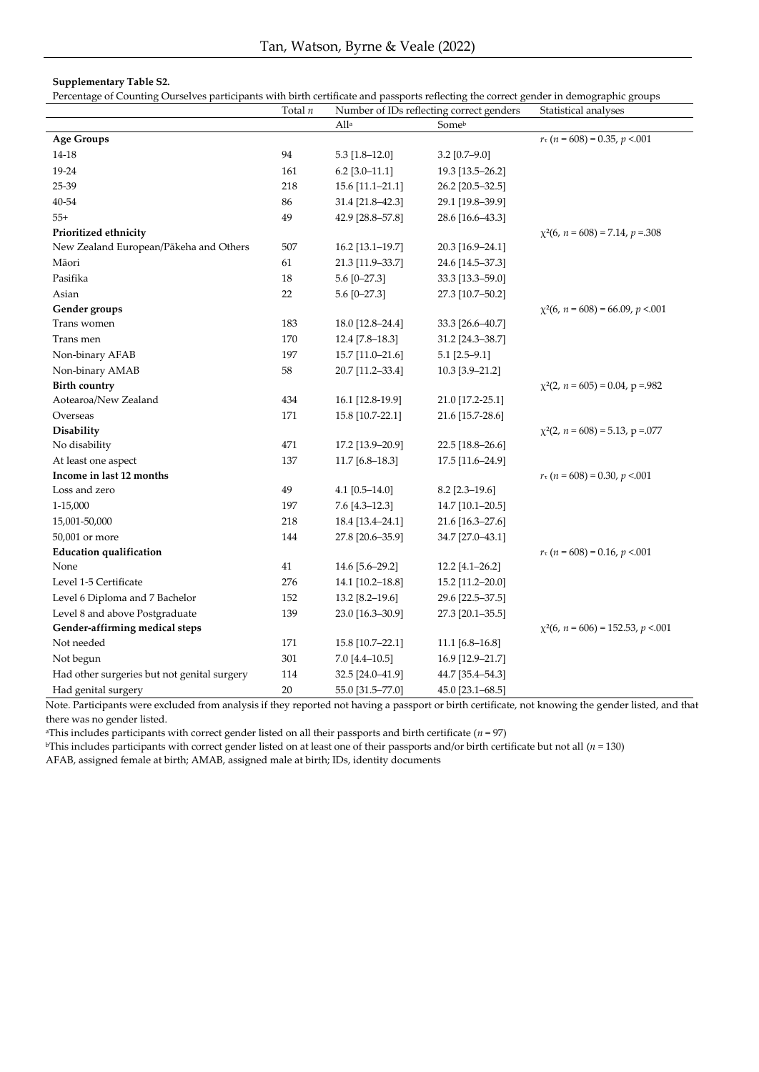**Supplementary Table S2.**

Percentage of Counting Ourselves participants with birth certificate and passports reflecting the correct gender in demographic groups

| | Total *n* | Number of IDs reflecting correct genders | | Statistical analyses |
|---|---|---|---|---|
| | | All[a] | Some[b] | |
| **Age Groups** | | | | $r_\tau$ ($n$ = 608) = 0.35, $p$ <.001 |
| 14-18 | 94 | 5.3 [1.8–12.0] | 3.2 [0.7–9.0] | |
| 19-24 | 161 | 6.2 [3.0–11.1] | 19.3 [13.5–26.2] | |
| 25-39 | 218 | 15.6 [11.1–21.1] | 26.2 [20.5–32.5] | |
| 40-54 | 86 | 31.4 [21.8–42.3] | 29.1 [19.8–39.9] | |
| 55+ | 49 | 42.9 [28.8–57.8] | 28.6 [16.6–43.3] | |
| **Prioritized ethnicity** | | | | $\chi^2$(6, $n$ = 608) = 7.14, $p$ =.308 |
| New Zealand European/Pākeha and Others | 507 | 16.2 [13.1–19.7] | 20.3 [16.9–24.1] | |
| Māori | 61 | 21.3 [11.9–33.7] | 24.6 [14.5–37.3] | |
| Pasifika | 18 | 5.6 [0–27.3] | 33.3 [13.3–59.0] | |
| Asian | 22 | 5.6 [0–27.3] | 27.3 [10.7–50.2] | |
| **Gender groups** | | | | $\chi^2$(6, $n$ = 608) = 66.09, $p$ <.001 |
| Trans women | 183 | 18.0 [12.8–24.4] | 33.3 [26.6–40.7] | |
| Trans men | 170 | 12.4 [7.8–18.3] | 31.2 [24.3–38.7] | |
| Non-binary AFAB | 197 | 15.7 [11.0–21.6] | 5.1 [2.5–9.1] | |
| Non-binary AMAB | 58 | 20.7 [11.2–33.4] | 10.3 [3.9–21.2] | |
| **Birth country** | | | | $\chi^2$(2, $n$ = 605) = 0.04, p =.982 |
| Aotearoa/New Zealand | 434 | 16.1 [12.8-19.9] | 21.0 [17.2-25.1] | |
| Overseas | 171 | 15.8 [10.7-22.1] | 21.6 [15.7-28.6] | |
| **Disability** | | | | $\chi^2$(2, $n$ = 608) = 5.13, p =.077 |
| No disability | 471 | 17.2 [13.9–20.9] | 22.5 [18.8–26.6] | |
| At least one aspect | 137 | 11.7 [6.8–18.3] | 17.5 [11.6–24.9] | |
| **Income in last 12 months** | | | | $r_\tau$ ($n$ = 608) = 0.30, $p$ <.001 |
| Loss and zero | 49 | 4.1 [0.5–14.0] | 8.2 [2.3–19.6] | |
| 1-15,000 | 197 | 7.6 [4.3–12.3] | 14.7 [10.1–20.5] | |
| 15,001-50,000 | 218 | 18.4 [13.4–24.1] | 21.6 [16.3–27.6] | |
| 50,001 or more | 144 | 27.8 [20.6–35.9] | 34.7 [27.0–43.1] | |
| **Education qualification** | | | | $r_\tau$ ($n$ = 608) = 0.16, $p$ <.001 |
| None | 41 | 14.6 [5.6–29.2] | 12.2 [4.1–26.2] | |
| Level 1-5 Certificate | 276 | 14.1 [10.2–18.8] | 15.2 [11.2–20.0] | |
| Level 6 Diploma and 7 Bachelor | 152 | 13.2 [8.2–19.6] | 29.6 [22.5–37.5] | |
| Level 8 and above Postgraduate | 139 | 23.0 [16.3–30.9] | 27.3 [20.1–35.5] | |
| **Gender-affirming medical steps** | | | | $\chi^2$(6, $n$ = 606) = 152.53, $p$ <.001 |
| Not needed | 171 | 15.8 [10.7–22.1] | 11.1 [6.8–16.8] | |
| Not begun | 301 | 7.0 [4.4–10.5] | 16.9 [12.9–21.7] | |
| Had other surgeries but not genital surgery | 114 | 32.5 [24.0–41.9] | 44.7 [35.4–54.3] | |
| Had genital surgery | 20 | 55.0 [31.5–77.0] | 45.0 [23.1–68.5] | |

Note. Participants were excluded from analysis if they reported not having a passport or birth certificate, not knowing the gender listed, and that there was no gender listed.

[a]This includes participants with correct gender listed on all their passports and birth certificate ($n$ = 97)

[b]This includes participants with correct gender listed on at least one of their passports and/or birth certificate but not all ($n$ = 130)

AFAB, assigned female at birth; AMAB, assigned male at birth; IDs, identity documents